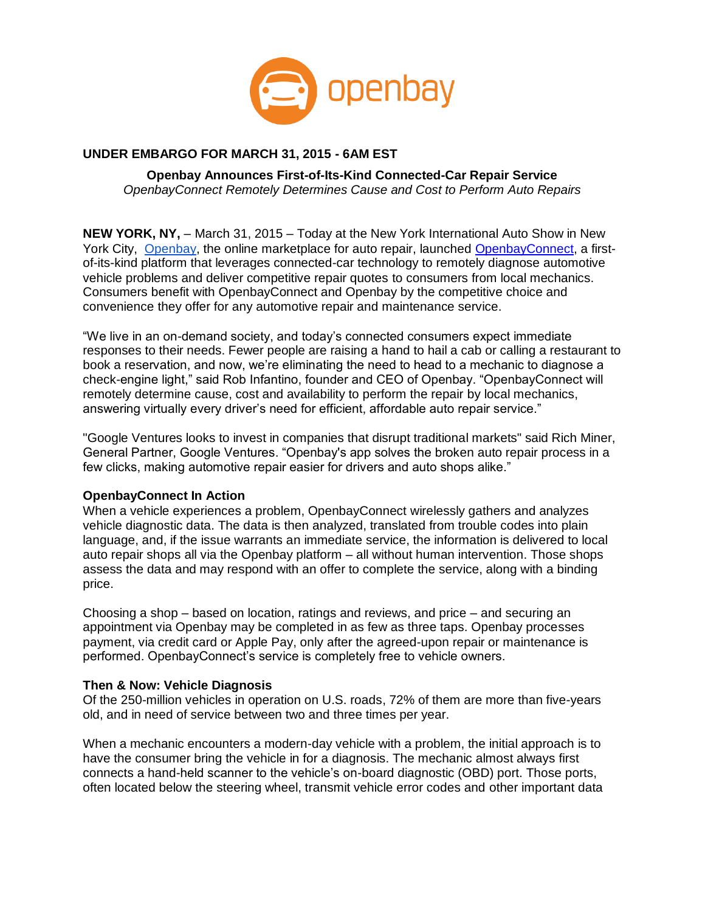openbay

**UNDER EMBARGO FOR MARCH 31, 2015 - 6AM EST**

# Openbay Announces First-of-Its-Kind Connected-Car Repair Service

*OpenbayConnect Remotely Determines Cause and Cost to Perform Auto Repairs*

**NEW YORK, NY,** – March 31, 2015 – Today at the New York International Auto Show in New York City, Openbay, the online marketplace for auto repair, launched OpenbayConnect, a first-of-its-kind platform that leverages connected-car technology to remotely diagnose automotive vehicle problems and deliver competitive repair quotes to consumers from local mechanics. Consumers benefit with OpenbayConnect and Openbay by the competitive choice and convenience they offer for any automotive repair and maintenance service.

"We live in an on-demand society, and today's connected consumers expect immediate responses to their needs. Fewer people are raising a hand to hail a cab or calling a restaurant to book a reservation, and now, we're eliminating the need to head to a mechanic to diagnose a check-engine light," said Rob Infantino, founder and CEO of Openbay. "OpenbayConnect will remotely determine cause, cost and availability to perform the repair by local mechanics, answering virtually every driver's need for efficient, affordable auto repair service."

"Google Ventures looks to invest in companies that disrupt traditional markets" said Rich Miner, General Partner, Google Ventures. "Openbay's app solves the broken auto repair process in a few clicks, making automotive repair easier for drivers and auto shops alike."

**OpenbayConnect In Action**

When a vehicle experiences a problem, OpenbayConnect wirelessly gathers and analyzes vehicle diagnostic data. The data is then analyzed, translated from trouble codes into plain language, and, if the issue warrants an immediate service, the information is delivered to local auto repair shops all via the Openbay platform – all without human intervention. Those shops assess the data and may respond with an offer to complete the service, along with a binding price.

Choosing a shop – based on location, ratings and reviews, and price – and securing an appointment via Openbay may be completed in as few as three taps. Openbay processes payment, via credit card or Apple Pay, only after the agreed-upon repair or maintenance is performed. OpenbayConnect's service is completely free to vehicle owners.

**Then & Now: Vehicle Diagnosis**

Of the 250-million vehicles in operation on U.S. roads, 72% of them are more than five-years old, and in need of service between two and three times per year.

When a mechanic encounters a modern-day vehicle with a problem, the initial approach is to have the consumer bring the vehicle in for a diagnosis. The mechanic almost always first connects a hand-held scanner to the vehicle's on-board diagnostic (OBD) port. Those ports, often located below the steering wheel, transmit vehicle error codes and other important data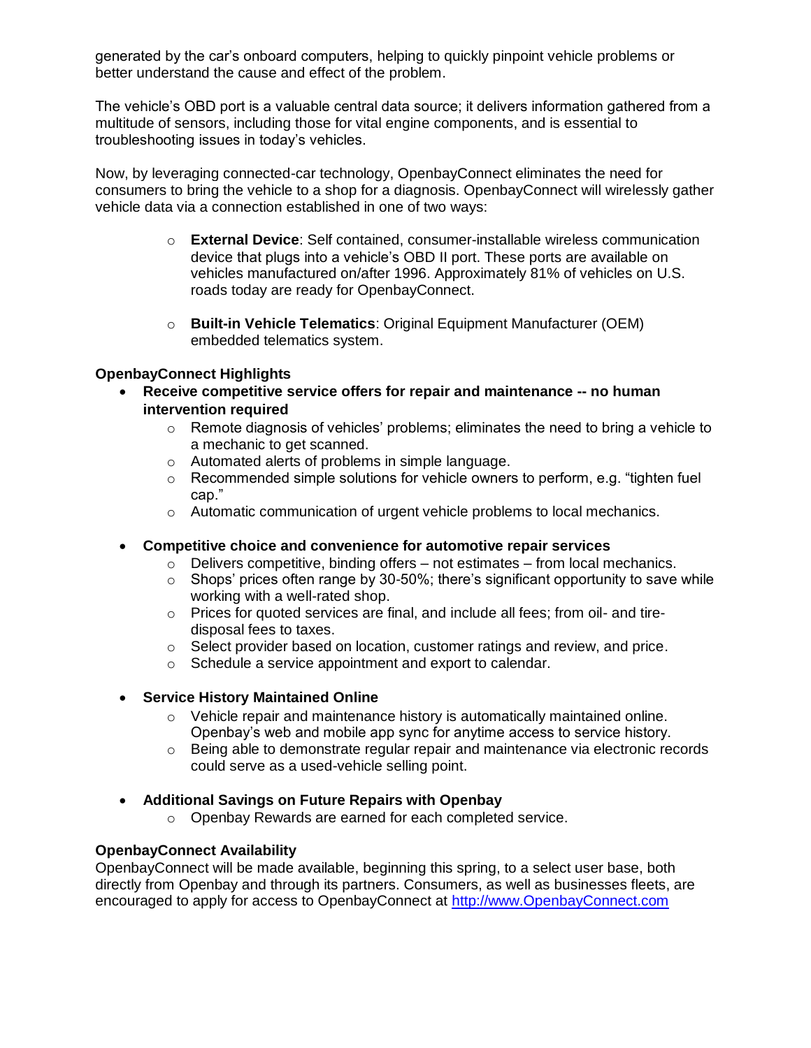generated by the car's onboard computers, helping to quickly pinpoint vehicle problems or better understand the cause and effect of the problem.

The vehicle's OBD port is a valuable central data source; it delivers information gathered from a multitude of sensors, including those for vital engine components, and is essential to troubleshooting issues in today's vehicles.

Now, by leveraging connected-car technology, OpenbayConnect eliminates the need for consumers to bring the vehicle to a shop for a diagnosis. OpenbayConnect will wirelessly gather vehicle data via a connection established in one of two ways:

- **External Device**: Self contained, consumer-installable wireless communication device that plugs into a vehicle's OBD II port. These ports are available on vehicles manufactured on/after 1996. Approximately 81% of vehicles on U.S. roads today are ready for OpenbayConnect.
- **Built-in Vehicle Telematics**: Original Equipment Manufacturer (OEM) embedded telematics system.

**OpenbayConnect Highlights**

- **Receive competitive service offers for repair and maintenance -- no human intervention required**
  - Remote diagnosis of vehicles' problems; eliminates the need to bring a vehicle to a mechanic to get scanned.
  - Automated alerts of problems in simple language.
  - Recommended simple solutions for vehicle owners to perform, e.g. "tighten fuel cap."
  - Automatic communication of urgent vehicle problems to local mechanics.

- **Competitive choice and convenience for automotive repair services**
  - Delivers competitive, binding offers – not estimates – from local mechanics.
  - Shops' prices often range by 30-50%; there's significant opportunity to save while working with a well-rated shop.
  - Prices for quoted services are final, and include all fees; from oil- and tire-disposal fees to taxes.
  - Select provider based on location, customer ratings and review, and price.
  - Schedule a service appointment and export to calendar.

- **Service History Maintained Online**
  - Vehicle repair and maintenance history is automatically maintained online. Openbay's web and mobile app sync for anytime access to service history.
  - Being able to demonstrate regular repair and maintenance via electronic records could serve as a used-vehicle selling point.

- **Additional Savings on Future Repairs with Openbay**
  - Openbay Rewards are earned for each completed service.

**OpenbayConnect Availability**

OpenbayConnect will be made available, beginning this spring, to a select user base, both directly from Openbay and through its partners. Consumers, as well as businesses fleets, are encouraged to apply for access to OpenbayConnect at http://www.OpenbayConnect.com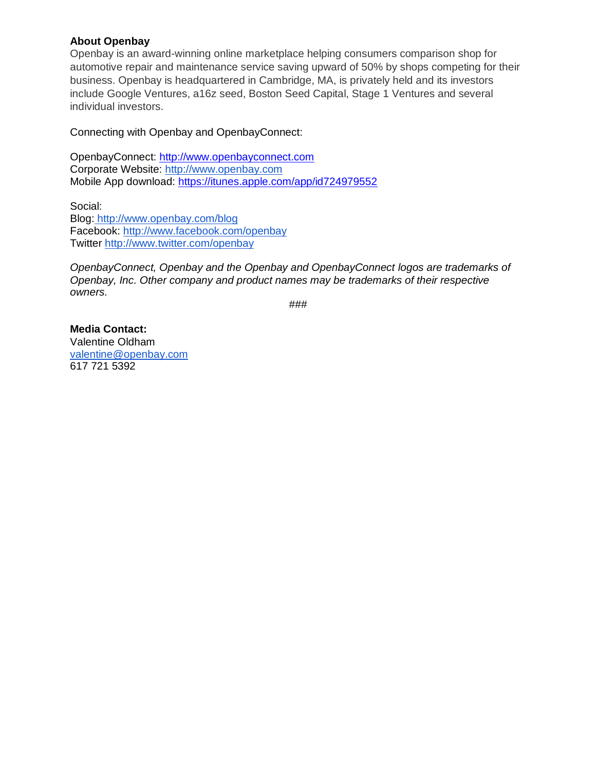**About Openbay**

Openbay is an award-winning online marketplace helping consumers comparison shop for automotive repair and maintenance service saving upward of 50% by shops competing for their business. Openbay is headquartered in Cambridge, MA, is privately held and its investors include Google Ventures, a16z seed, Boston Seed Capital, Stage 1 Ventures and several individual investors.

Connecting with Openbay and OpenbayConnect:

OpenbayConnect: http://www.openbayconnect.com
Corporate Website: http://www.openbay.com
Mobile App download: https://itunes.apple.com/app/id724979552

Social:
Blog: http://www.openbay.com/blog
Facebook: http://www.facebook.com/openbay
Twitter http://www.twitter.com/openbay

*OpenbayConnect, Openbay and the Openbay and OpenbayConnect logos are trademarks of Openbay, Inc. Other company and product names may be trademarks of their respective owners.*

###

**Media Contact:**
Valentine Oldham
valentine@openbay.com
617 721 5392